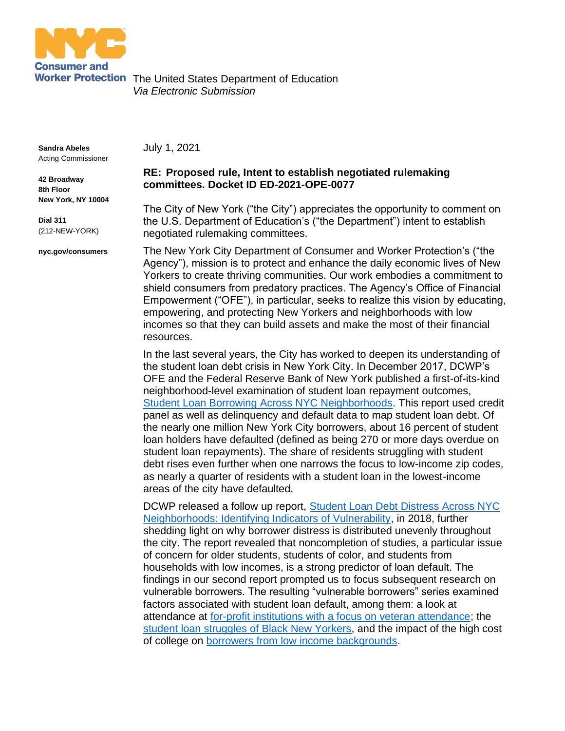**Consumer and Worker Protection**

The United States Department of Education
*Via Electronic Submission*

**Sandra Abeles**
Acting Commissioner

**42 Broadway**
**8th Floor**
**New York, NY 10004**

**Dial 311**
(212-NEW-YORK)

**nyc.gov/consumers**

July 1, 2021

**RE: Proposed rule, Intent to establish negotiated rulemaking committees. Docket ID ED-2021-OPE-0077**

The City of New York ("the City") appreciates the opportunity to comment on the U.S. Department of Education's ("the Department") intent to establish negotiated rulemaking committees.

The New York City Department of Consumer and Worker Protection's ("the Agency"), mission is to protect and enhance the daily economic lives of New Yorkers to create thriving communities. Our work embodies a commitment to shield consumers from predatory practices. The Agency's Office of Financial Empowerment ("OFE"), in particular, seeks to realize this vision by educating, empowering, and protecting New Yorkers and neighborhoods with low incomes so that they can build assets and make the most of their financial resources.

In the last several years, the City has worked to deepen its understanding of the student loan debt crisis in New York City. In December 2017, DCWP's OFE and the Federal Reserve Bank of New York published a first-of-its-kind neighborhood-level examination of student loan repayment outcomes, Student Loan Borrowing Across NYC Neighborhoods. This report used credit panel as well as delinquency and default data to map student loan debt. Of the nearly one million New York City borrowers, about 16 percent of student loan holders have defaulted (defined as being 270 or more days overdue on student loan repayments). The share of residents struggling with student debt rises even further when one narrows the focus to low-income zip codes, as nearly a quarter of residents with a student loan in the lowest-income areas of the city have defaulted.

DCWP released a follow up report, Student Loan Debt Distress Across NYC Neighborhoods: Identifying Indicators of Vulnerability, in 2018, further shedding light on why borrower distress is distributed unevenly throughout the city. The report revealed that noncompletion of studies, a particular issue of concern for older students, students of color, and students from households with low incomes, is a strong predictor of loan default. The findings in our second report prompted us to focus subsequent research on vulnerable borrowers. The resulting "vulnerable borrowers" series examined factors associated with student loan default, among them: a look at attendance at for-profit institutions with a focus on veteran attendance; the student loan struggles of Black New Yorkers, and the impact of the high cost of college on borrowers from low income backgrounds.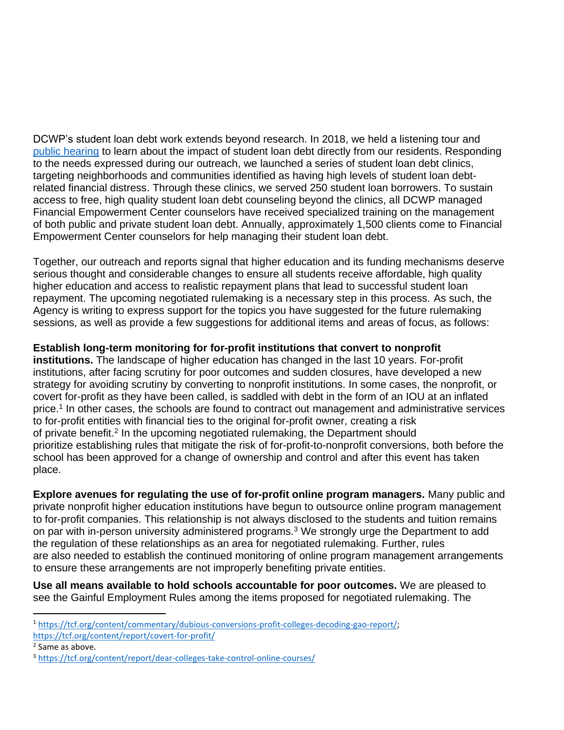DCWP's student loan debt work extends beyond research. In 2018, we held a listening tour and [public hearing](#) to learn about the impact of student loan debt directly from our residents. Responding to the needs expressed during our outreach, we launched a series of student loan debt clinics, targeting neighborhoods and communities identified as having high levels of student loan debt-related financial distress. Through these clinics, we served 250 student loan borrowers. To sustain access to free, high quality student loan debt counseling beyond the clinics, all DCWP managed Financial Empowerment Center counselors have received specialized training on the management of both public and private student loan debt. Annually, approximately 1,500 clients come to Financial Empowerment Center counselors for help managing their student loan debt.

Together, our outreach and reports signal that higher education and its funding mechanisms deserve serious thought and considerable changes to ensure all students receive affordable, high quality higher education and access to realistic repayment plans that lead to successful student loan repayment. The upcoming negotiated rulemaking is a necessary step in this process. As such, the Agency is writing to express support for the topics you have suggested for the future rulemaking sessions, as well as provide a few suggestions for additional items and areas of focus, as follows:

**Establish long-term monitoring for for-profit institutions that convert to nonprofit institutions.** The landscape of higher education has changed in the last 10 years. For-profit institutions, after facing scrutiny for poor outcomes and sudden closures, have developed a new strategy for avoiding scrutiny by converting to nonprofit institutions. In some cases, the nonprofit, or covert for-profit as they have been called, is saddled with debt in the form of an IOU at an inflated price.[1] In other cases, the schools are found to contract out management and administrative services to for-profit entities with financial ties to the original for-profit owner, creating a risk of private benefit.[2] In the upcoming negotiated rulemaking, the Department should prioritize establishing rules that mitigate the risk of for-profit-to-nonprofit conversions, both before the school has been approved for a change of ownership and control and after this event has taken place.

**Explore avenues for regulating the use of for-profit online program managers.** Many public and private nonprofit higher education institutions have begun to outsource online program management to for-profit companies. This relationship is not always disclosed to the students and tuition remains on par with in-person university administered programs.[3] We strongly urge the Department to add the regulation of these relationships as an area for negotiated rulemaking. Further, rules are also needed to establish the continued monitoring of online program management arrangements to ensure these arrangements are not improperly benefiting private entities.

**Use all means available to hold schools accountable for poor outcomes.** We are pleased to see the Gainful Employment Rules among the items proposed for negotiated rulemaking. The

---

[1] https://tcf.org/content/commentary/dubious-conversions-profit-colleges-decoding-gao-report/; https://tcf.org/content/report/covert-for-profit/

[2] Same as above.

[3] https://tcf.org/content/report/dear-colleges-take-control-online-courses/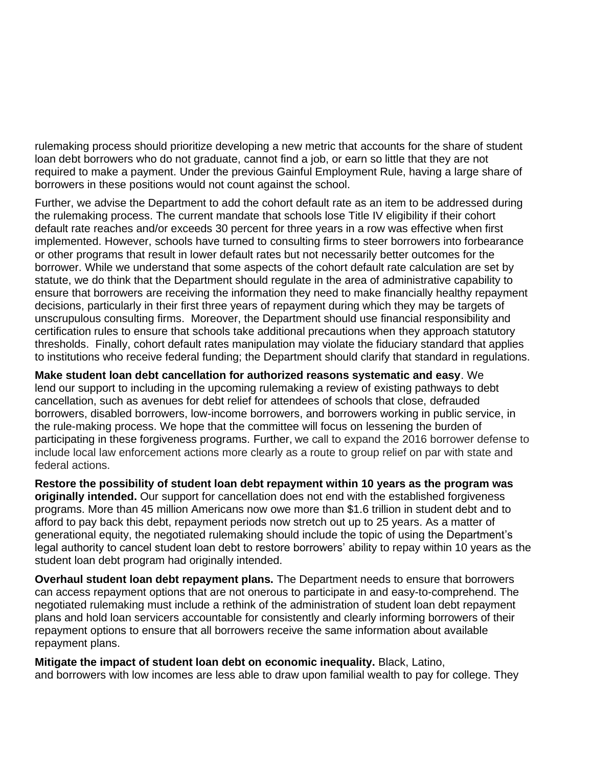rulemaking process should prioritize developing a new metric that accounts for the share of student loan debt borrowers who do not graduate, cannot find a job, or earn so little that they are not required to make a payment. Under the previous Gainful Employment Rule, having a large share of borrowers in these positions would not count against the school.

Further, we advise the Department to add the cohort default rate as an item to be addressed during the rulemaking process. The current mandate that schools lose Title IV eligibility if their cohort default rate reaches and/or exceeds 30 percent for three years in a row was effective when first implemented. However, schools have turned to consulting firms to steer borrowers into forbearance or other programs that result in lower default rates but not necessarily better outcomes for the borrower. While we understand that some aspects of the cohort default rate calculation are set by statute, we do think that the Department should regulate in the area of administrative capability to ensure that borrowers are receiving the information they need to make financially healthy repayment decisions, particularly in their first three years of repayment during which they may be targets of unscrupulous consulting firms. Moreover, the Department should use financial responsibility and certification rules to ensure that schools take additional precautions when they approach statutory thresholds. Finally, cohort default rates manipulation may violate the fiduciary standard that applies to institutions who receive federal funding; the Department should clarify that standard in regulations.

**Make student loan debt cancellation for authorized reasons systematic and easy**. We lend our support to including in the upcoming rulemaking a review of existing pathways to debt cancellation, such as avenues for debt relief for attendees of schools that close, defrauded borrowers, disabled borrowers, low-income borrowers, and borrowers working in public service, in the rule-making process. We hope that the committee will focus on lessening the burden of participating in these forgiveness programs. Further, we call to expand the 2016 borrower defense to include local law enforcement actions more clearly as a route to group relief on par with state and federal actions.

**Restore the possibility of student loan debt repayment within 10 years as the program was originally intended.** Our support for cancellation does not end with the established forgiveness programs. More than 45 million Americans now owe more than $1.6 trillion in student debt and to afford to pay back this debt, repayment periods now stretch out up to 25 years. As a matter of generational equity, the negotiated rulemaking should include the topic of using the Department's legal authority to cancel student loan debt to restore borrowers' ability to repay within 10 years as the student loan debt program had originally intended.

**Overhaul student loan debt repayment plans.** The Department needs to ensure that borrowers can access repayment options that are not onerous to participate in and easy-to-comprehend. The negotiated rulemaking must include a rethink of the administration of student loan debt repayment plans and hold loan servicers accountable for consistently and clearly informing borrowers of their repayment options to ensure that all borrowers receive the same information about available repayment plans.

**Mitigate the impact of student loan debt on economic inequality.** Black, Latino, and borrowers with low incomes are less able to draw upon familial wealth to pay for college. They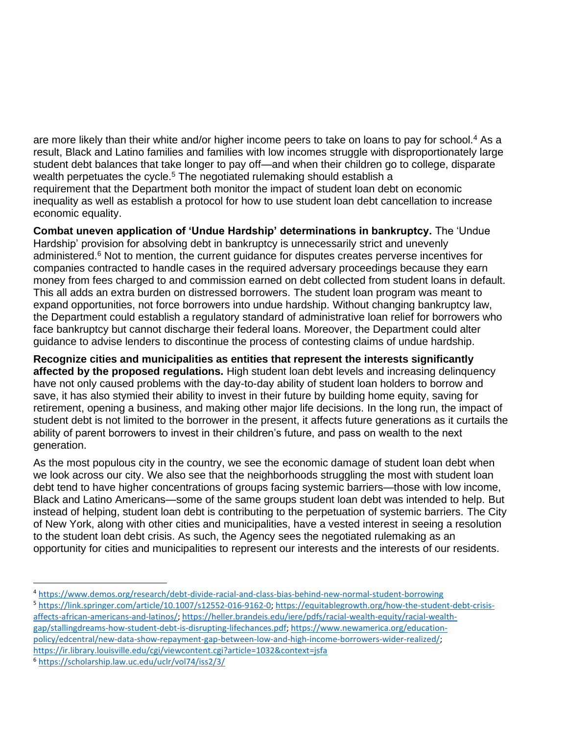are more likely than their white and/or higher income peers to take on loans to pay for school.[4] As a result, Black and Latino families and families with low incomes struggle with disproportionately large student debt balances that take longer to pay off—and when their children go to college, disparate wealth perpetuates the cycle.[5] The negotiated rulemaking should establish a requirement that the Department both monitor the impact of student loan debt on economic inequality as well as establish a protocol for how to use student loan debt cancellation to increase economic equality.

**Combat uneven application of 'Undue Hardship' determinations in bankruptcy.** The 'Undue Hardship' provision for absolving debt in bankruptcy is unnecessarily strict and unevenly administered.[6] Not to mention, the current guidance for disputes creates perverse incentives for companies contracted to handle cases in the required adversary proceedings because they earn money from fees charged to and commission earned on debt collected from student loans in default. This all adds an extra burden on distressed borrowers. The student loan program was meant to expand opportunities, not force borrowers into undue hardship. Without changing bankruptcy law, the Department could establish a regulatory standard of administrative loan relief for borrowers who face bankruptcy but cannot discharge their federal loans. Moreover, the Department could alter guidance to advise lenders to discontinue the process of contesting claims of undue hardship.

**Recognize cities and municipalities as entities that represent the interests significantly affected by the proposed regulations.** High student loan debt levels and increasing delinquency have not only caused problems with the day-to-day ability of student loan holders to borrow and save, it has also stymied their ability to invest in their future by building home equity, saving for retirement, opening a business, and making other major life decisions. In the long run, the impact of student debt is not limited to the borrower in the present, it affects future generations as it curtails the ability of parent borrowers to invest in their children's future, and pass on wealth to the next generation.

As the most populous city in the country, we see the economic damage of student loan debt when we look across our city. We also see that the neighborhoods struggling the most with student loan debt tend to have higher concentrations of groups facing systemic barriers—those with low income, Black and Latino Americans—some of the same groups student loan debt was intended to help. But instead of helping, student loan debt is contributing to the perpetuation of systemic barriers. The City of New York, along with other cities and municipalities, have a vested interest in seeing a resolution to the student loan debt crisis. As such, the Agency sees the negotiated rulemaking as an opportunity for cities and municipalities to represent our interests and the interests of our residents.

---

[4] https://www.demos.org/research/debt-divide-racial-and-class-bias-behind-new-normal-student-borrowing

[5] https://link.springer.com/article/10.1007/s12552-016-9162-0; https://equitablegrowth.org/how-the-student-debt-crisis-affects-african-americans-and-latinos/; https://heller.brandeis.edu/iere/pdfs/racial-wealth-equity/racial-wealth-gap/stallingdreams-how-student-debt-is-disrupting-lifechances.pdf; https://www.newamerica.org/education-policy/edcentral/new-data-show-repayment-gap-between-low-and-high-income-borrowers-wider-realized/; https://ir.library.louisville.edu/cgi/viewcontent.cgi?article=1032&context=jsfa

[6] https://scholarship.law.uc.edu/uclr/vol74/iss2/3/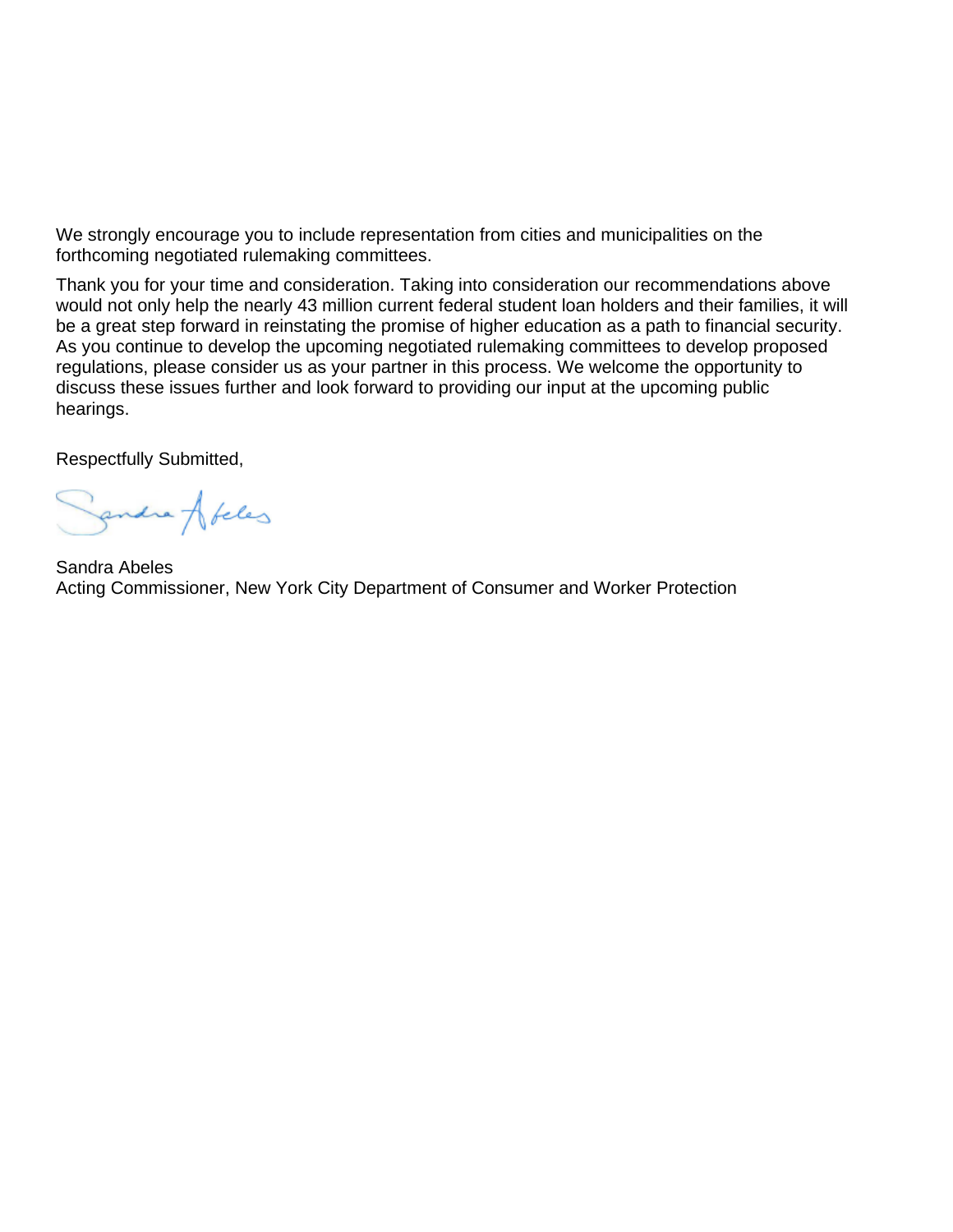We strongly encourage you to include representation from cities and municipalities on the forthcoming negotiated rulemaking committees.

Thank you for your time and consideration. Taking into consideration our recommendations above would not only help the nearly 43 million current federal student loan holders and their families, it will be a great step forward in reinstating the promise of higher education as a path to financial security. As you continue to develop the upcoming negotiated rulemaking committees to develop proposed regulations, please consider us as your partner in this process. We welcome the opportunity to discuss these issues further and look forward to providing our input at the upcoming public hearings.

Respectfully Submitted,

Sandra Abeles
Acting Commissioner, New York City Department of Consumer and Worker Protection